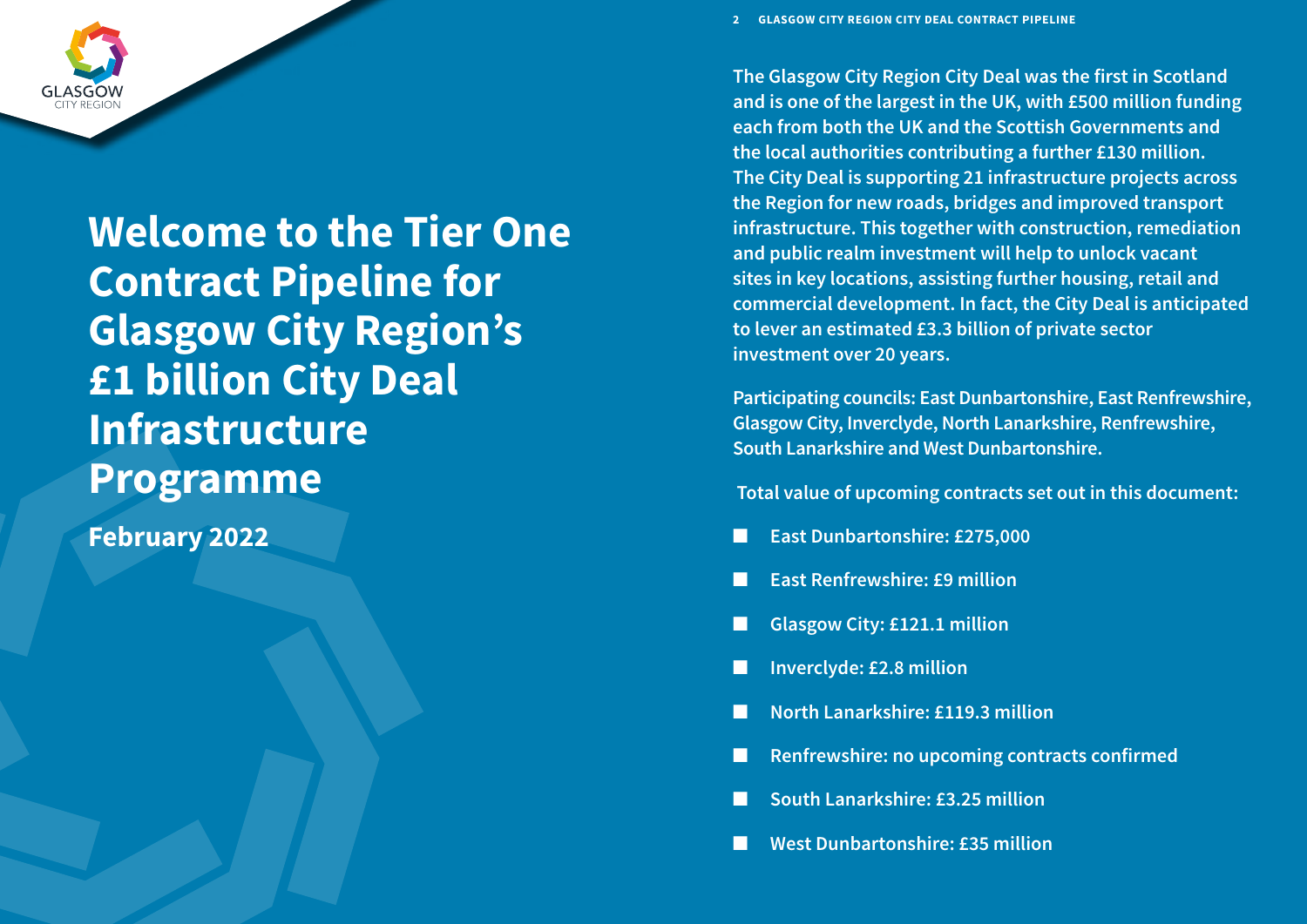# Welcome to the Tier One Contract Pipeline for Glasgow City Region's £1 billion City Deal Infrastructure Programme

**February 2022**

**The Glasgow City Region City Deal was the first in Scotland and is one of the largest in the UK, with £500 million funding each from both the UK and the Scottish Governments and the local authorities contributing a further £130 million. The City Deal is supporting 21 infrastructure projects across the Region for new roads, bridges and improved transport infrastructure. This together with construction, remediation and public realm investment will help to unlock vacant sites in key locations, assisting further housing, retail and commercial development. In fact, the City Deal is anticipated to lever an estimated £3.3 billion of private sector investment over 20 years.**

**Participating councils: East Dunbartonshire, East Renfrewshire, Glasgow City, Inverclyde, North Lanarkshire, Renfrewshire, South Lanarkshire and West Dunbartonshire.**

**Total value of upcoming contracts set out in this document:**

- **East Dunbartonshire: £275,000**
- **East Renfrewshire: £9 million**
- **Glasgow City: £121.1 million**
- **Inverclyde: £2.8 million**
- **North Lanarkshire: £119.3 million**
- **Renfrewshire: no upcoming contracts confirmed**
- **South Lanarkshire: £3.25 million**
- **West Dunbartonshire: £35 million**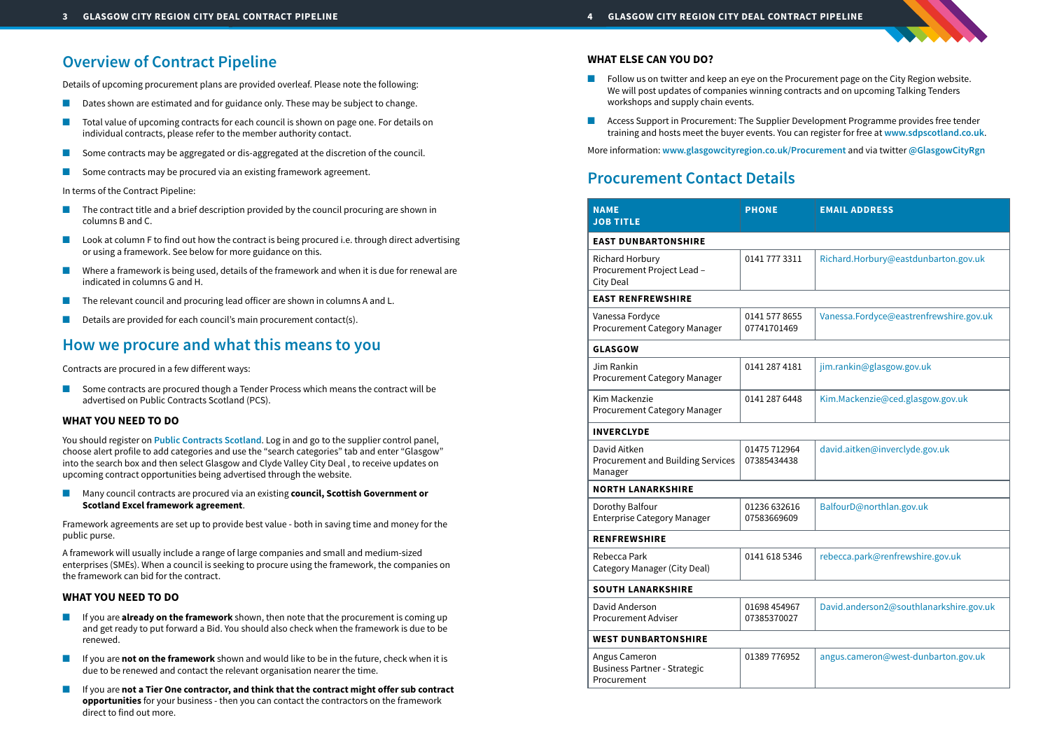## Overview of Contract Pipeline

Details of upcoming procurement plans are provided overleaf. Please note the following:

- Dates shown are estimated and for guidance only. These may be subject to change.
- Total value of upcoming contracts for each council is shown on page one. For details on individual contracts, please refer to the member authority contact.
- Some contracts may be aggregated or dis-aggregated at the discretion of the council.
- Some contracts may be procured via an existing framework agreement.

In terms of the Contract Pipeline:

- The contract title and a brief description provided by the council procuring are shown in columns B and C.
- Look at column F to find out how the contract is being procured i.e. through direct advertising or using a framework. See below for more guidance on this.
- Where a framework is being used, details of the framework and when it is due for renewal are indicated in columns G and H.
- The relevant council and procuring lead officer are shown in columns A and L.
- Details are provided for each council's main procurement contact(s).

## How we procure and what this means to you

Contracts are procured in a few different ways:

- Some contracts are procured though a Tender Process which means the contract will be advertised on Public Contracts Scotland (PCS).

### WHAT YOU NEED TO DO

You should register on Public Contracts Scotland. Log in and go to the supplier control panel, choose alert profile to add categories and use the "search categories" tab and enter "Glasgow" into the search box and then select Glasgow and Clyde Valley City Deal , to receive updates on upcoming contract opportunities being advertised through the website.

- Many council contracts are procured via an existing **council, Scottish Government or Scotland Excel framework agreement**.

Framework agreements are set up to provide best value - both in saving time and money for the public purse.

A framework will usually include a range of large companies and small and medium-sized enterprises (SMEs). When a council is seeking to procure using the framework, the companies on the framework can bid for the contract.

### WHAT YOU NEED TO DO

- If you are **already on the framework** shown, then note that the procurement is coming up and get ready to put forward a Bid. You should also check when the framework is due to be renewed.
- If you are **not on the framework** shown and would like to be in the future, check when it is due to be renewed and contact the relevant organisation here the time.
- If you are **not a Tier One contractor, and think that the contract might offer sub contract opportunities** for your business - then you can contact the contractors on the framework direct to find out more.

### WHAT ELSE CAN YOU DO?

- Follow us on twitter and keep an eye on the Procurement page on the City Region website. We will post updates of companies winning contracts and on upcoming Talking Tenders workshops and supply chain events.
- Access Support in Procurement: The Supplier Development Programme provides free tender training and hosts meet the buyer events. You can register for free at www.sdpscotland.co.uk.

More information: www.glasgowcityregion.co.uk/Procurement and via twitter @GlasgowCityRgn

## Procurement Contact Details

| NAME<br>JOB TITLE | PHONE | EMAIL ADDRESS |
|---|---|---|
| **EAST DUNBARTONSHIRE** | | |
| Richard Horbury<br>Procurement Project Lead – City Deal | 0141 777 3311 | Richard.Horbury@eastdunbarton.gov.uk |
| **EAST RENFREWSHIRE** | | |
| Vanessa Fordyce<br>Procurement Category Manager | 0141 577 8655<br>07741701469 | Vanessa.Fordyce@eastrenfrewshire.gov.uk |
| **GLASGOW** | | |
| Jim Rankin<br>Procurement Category Manager | 0141 287 4181 | jim.rankin@glasgow.gov.uk |
| Kim Mackenzie<br>Procurement Category Manager | 0141 287 6448 | Kim.Mackenzie@ced.glasgow.gov.uk |
| **INVERCLYDE** | | |
| David Aitken<br>Procurement and Building Services Manager | 01475 712964<br>07385434438 | david.aitken@inverclyde.gov.uk |
| **NORTH LANARKSHIRE** | | |
| Dorothy Balfour<br>Enterprise Category Manager | 01236 632616<br>07583669609 | BalfourD@northlan.gov.uk |
| **RENFREWSHIRE** | | |
| Rebecca Park<br>Category Manager (City Deal) | 0141 618 5346 | rebecca.park@renfrewshire.gov.uk |
| **SOUTH LANARKSHIRE** | | |
| David Anderson<br>Procurement Adviser | 01698 454967<br>07385370027 | David.anderson2@southlanarkshire.gov.uk |
| **WEST DUNBARTONSHIRE** | | |
| Angus Cameron<br>Business Partner - Strategic Procurement | 01389 776952 | angus.cameron@west-dunbarton.gov.uk |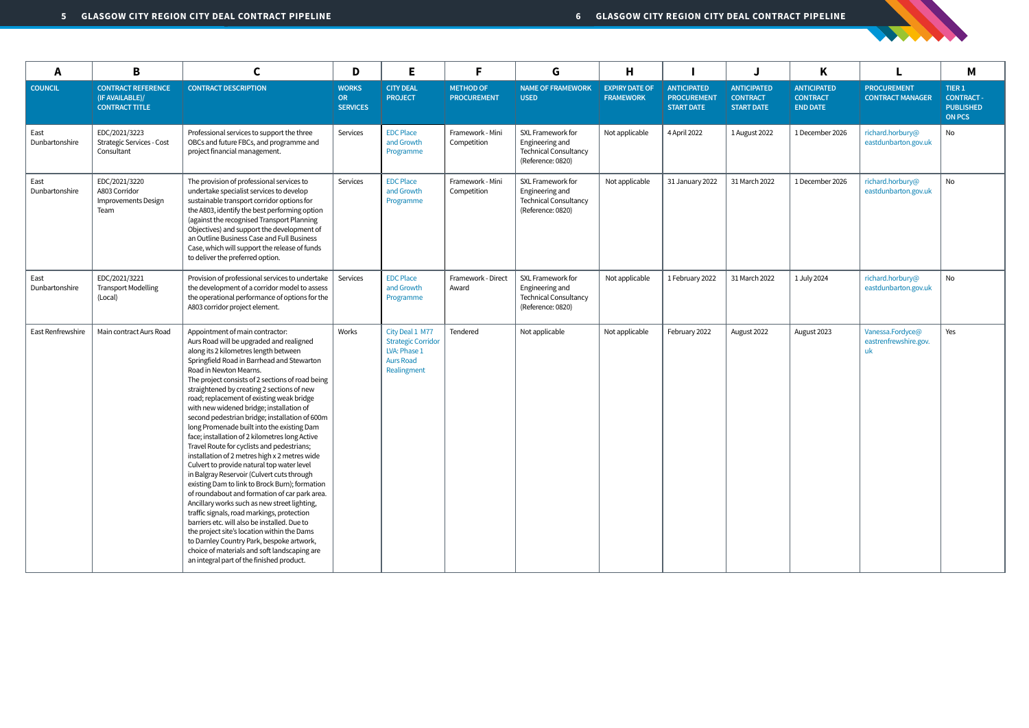| A | B | C | D | E | F | G | H | I | J | K | L | M |
|---|---|---|---|---|---|---|---|---|---|---|---|---|
| COUNCIL | CONTRACT REFERENCE (IF AVAILABLE)/ CONTRACT TITLE | CONTRACT DESCRIPTION | WORKS OR SERVICES | CITY DEAL PROJECT | METHOD OF PROCUREMENT | NAME OF FRAMEWORK USED | EXPIRY DATE OF FRAMEWORK | ANTICIPATED PROCUREMENT START DATE | ANTICIPATED CONTRACT START DATE | ANTICIPATED CONTRACT END DATE | PROCUREMENT CONTRACT MANAGER | TIER 1 CONTRACT - PUBLISHED ON PCS |
| East Dunbartonshire | EDC/2021/3223 Strategic Services - Cost Consultant | Professional services to support the three OBCs and future FBCs, and programme and project financial management. | Services | EDC Place and Growth Programme | Framework - Mini Competition | SXL Framework for Engineering and Technical Consultancy (Reference: 0820) | Not applicable | 4 April 2022 | 1 August 2022 | 1 December 2026 | richard.horbury@eastdunbarton.gov.uk | No |
| East Dunbartonshire | EDC/2021/3220 A803 Corridor Improvements Design Team | The provision of professional services to undertake specialist services to develop sustainable transport corridor options for the A803, identify the best performing option (against the recognised Transport Planning Objectives) and support the development of an Outline Business Case and Full Business Case, which will support the release of funds to deliver the preferred option. | Services | EDC Place and Growth Programme | Framework - Mini Competition | SXL Framework for Engineering and Technical Consultancy (Reference: 0820) | Not applicable | 31 January 2022 | 31 March 2022 | 1 December 2026 | richard.horbury@eastdunbarton.gov.uk | No |
| East Dunbartonshire | EDC/2021/3221 Transport Modelling (Local) | Provision of professional services to undertake the development of a corridor model to assess the operational performance of options for the A803 corridor project element. | Services | EDC Place and Growth Programme | Framework - Direct Award | SXL Framework for Engineering and Technical Consultancy (Reference: 0820) | Not applicable | 1 February 2022 | 31 March 2022 | 1 July 2024 | richard.horbury@eastdunbarton.gov.uk | No |
| East Renfrewshire | Main contract Aurs Road | Appointment of main contractor: Aurs Road will be upgraded and realigned along its 2 kilometres length between Springfield Road in Barrhead and Stewarton Road in Newton Mearns. The project consists of 2 sections of road being straightened by creating 2 sections of new road; replacement of existing weak bridge with new widened bridge; installation of second pedestrian bridge; installation of 600m long Promenade built into the existing Dam face; installation of 2 kilometres long Active Travel Route for cyclists and pedestrians; installation of 2 metres high x 2 metres wide Culvert to provide natural top water level in Balgray Reservoir (Culvert cuts through existing Dam to link to Brock Burn); formation of roundabout and formation of car park area. Ancillary works such as new street lighting, traffic signals, road markings, protection barriers etc. will also be installed. Due to the project site's location within the Dams to Darnley Country Park, bespoke artwork, choice of materials and soft landscaping are an integral part of the finished product. | Works | City Deal 1 M77 Strategic Corridor LVA: Phase 1 Aurs Road Realignment | Tendered | Not applicable | Not applicable | February 2022 | August 2022 | August 2023 | Vanessa.Fordyce@eastrenfrewshire.gov.uk | Yes |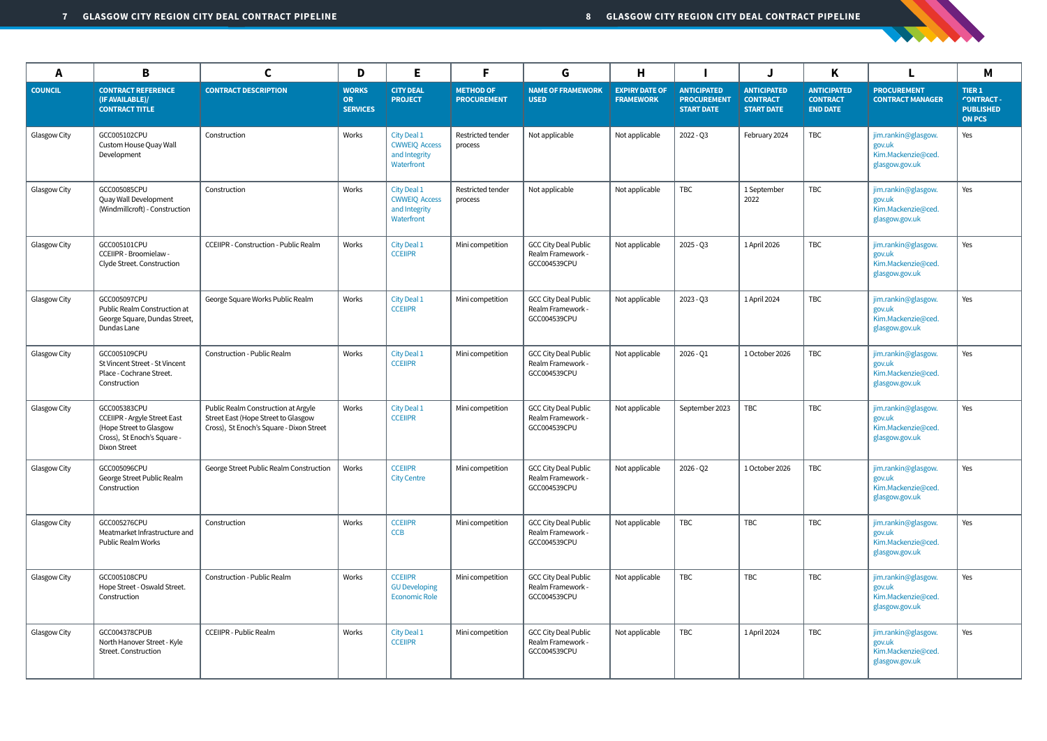| A | B | C | D | E | F | G | H | I | J | K | L | M |
|---|---|---|---|---|---|---|---|---|---|---|---|---|
| **COUNCIL** | **CONTRACT REFERENCE (IF AVAILABLE)/ CONTRACT TITLE** | **CONTRACT DESCRIPTION** | **WORKS OR SERVICES** | **CITY DEAL PROJECT** | **METHOD OF PROCUREMENT** | **NAME OF FRAMEWORK USED** | **EXPIRY DATE OF FRAMEWORK** | **ANTICIPATED PROCUREMENT START DATE** | **ANTICIPATED CONTRACT START DATE** | **ANTICIPATED CONTRACT END DATE** | **PROCUREMENT CONTRACT MANAGER** | **TIER 1 CONTRACT - PUBLISHED ON PCS** |
| Glasgow City | GCC005102CPU Custom House Quay Wall Development | Construction | Works | City Deal 1 CWWEIQ Access and Integrity Waterfront | Restricted tender process | Not applicable | Not applicable | 2022 - Q3 | February 2024 | TBC | jim.rankin@glasgow.gov.uk Kim.Mackenzie@ced.glasgow.gov.uk | Yes |
| Glasgow City | GCC005085CPU Quay Wall Development (Windmillcroft) - Construction | Construction | Works | City Deal 1 CWWEIQ Access and Integrity Waterfront | Restricted tender process | Not applicable | Not applicable | TBC | 1 September 2022 | TBC | jim.rankin@glasgow.gov.uk Kim.Mackenzie@ced.glasgow.gov.uk | Yes |
| Glasgow City | GCC005101CPU CCEIIPR - Broomielaw - Clyde Street. Construction | CCEIIPR - Construction - Public Realm | Works | City Deal 1 CCEIIPR | Mini competition | GCC City Deal Public Realm Framework - GCC004539CPU | Not applicable | 2025 - Q3 | 1 April 2026 | TBC | jim.rankin@glasgow.gov.uk Kim.Mackenzie@ced.glasgow.gov.uk | Yes |
| Glasgow City | GCC005097CPU Public Realm Construction at George Square, Dundas Street, Dundas Lane | George Square Works Public Realm | Works | City Deal 1 CCEIIPR | Mini competition | GCC City Deal Public Realm Framework - GCC004539CPU | Not applicable | 2023 - Q3 | 1 April 2024 | TBC | jim.rankin@glasgow.gov.uk Kim.Mackenzie@ced.glasgow.gov.uk | Yes |
| Glasgow City | GCC005109CPU St Vincent Street - St Vincent Place - Cochrane Street. Construction | Construction - Public Realm | Works | City Deal 1 CCEIIPR | Mini competition | GCC City Deal Public Realm Framework - GCC004539CPU | Not applicable | 2026 - Q1 | 1 October 2026 | TBC | jim.rankin@glasgow.gov.uk Kim.Mackenzie@ced.glasgow.gov.uk | Yes |
| Glasgow City | GCC005383CPU CCEIIPR - Argyle Street East (Hope Street to Glasgow Cross), St Enoch's Square - Dixon Street | Public Realm Construction at Argyle Street East (Hope Street to Glasgow Cross), St Enoch's Square - Dixon Street | Works | City Deal 1 CCEIIPR | Mini competition | GCC City Deal Public Realm Framework - GCC004539CPU | Not applicable | September 2023 | TBC | TBC | jim.rankin@glasgow.gov.uk Kim.Mackenzie@ced.glasgow.gov.uk | Yes |
| Glasgow City | GCC005096CPU George Street Public Realm Construction | George Street Public Realm Construction | Works | CCEIIPR City Centre | Mini competition | GCC City Deal Public Realm Framework - GCC004539CPU | Not applicable | 2026 - Q2 | 1 October 2026 | TBC | jim.rankin@glasgow.gov.uk Kim.Mackenzie@ced.glasgow.gov.uk | Yes |
| Glasgow City | GCC005276CPU Meatmarket Infrastructure and Public Realm Works | Construction | Works | CCEIIPR CCB | Mini competition | GCC City Deal Public Realm Framework - GCC004539CPU | Not applicable | TBC | TBC | TBC | jim.rankin@glasgow.gov.uk Kim.Mackenzie@ced.glasgow.gov.uk | Yes |
| Glasgow City | GCC005108CPU Hope Street - Oswald Street. Construction | Construction - Public Realm | Works | CCEIIPR GU Developing Economic Role | Mini competition | GCC City Deal Public Realm Framework - GCC004539CPU | Not applicable | TBC | TBC | TBC | jim.rankin@glasgow.gov.uk Kim.Mackenzie@ced.glasgow.gov.uk | Yes |
| Glasgow City | GCC004378CPUB North Hanover Street - Kyle Street. Construction | CCEIIPR - Public Realm | Works | City Deal 1 CCEIIPR | Mini competition | GCC City Deal Public Realm Framework - GCC004539CPU | Not applicable | TBC | 1 April 2024 | TBC | jim.rankin@glasgow.gov.uk Kim.Mackenzie@ced.glasgow.gov.uk | Yes |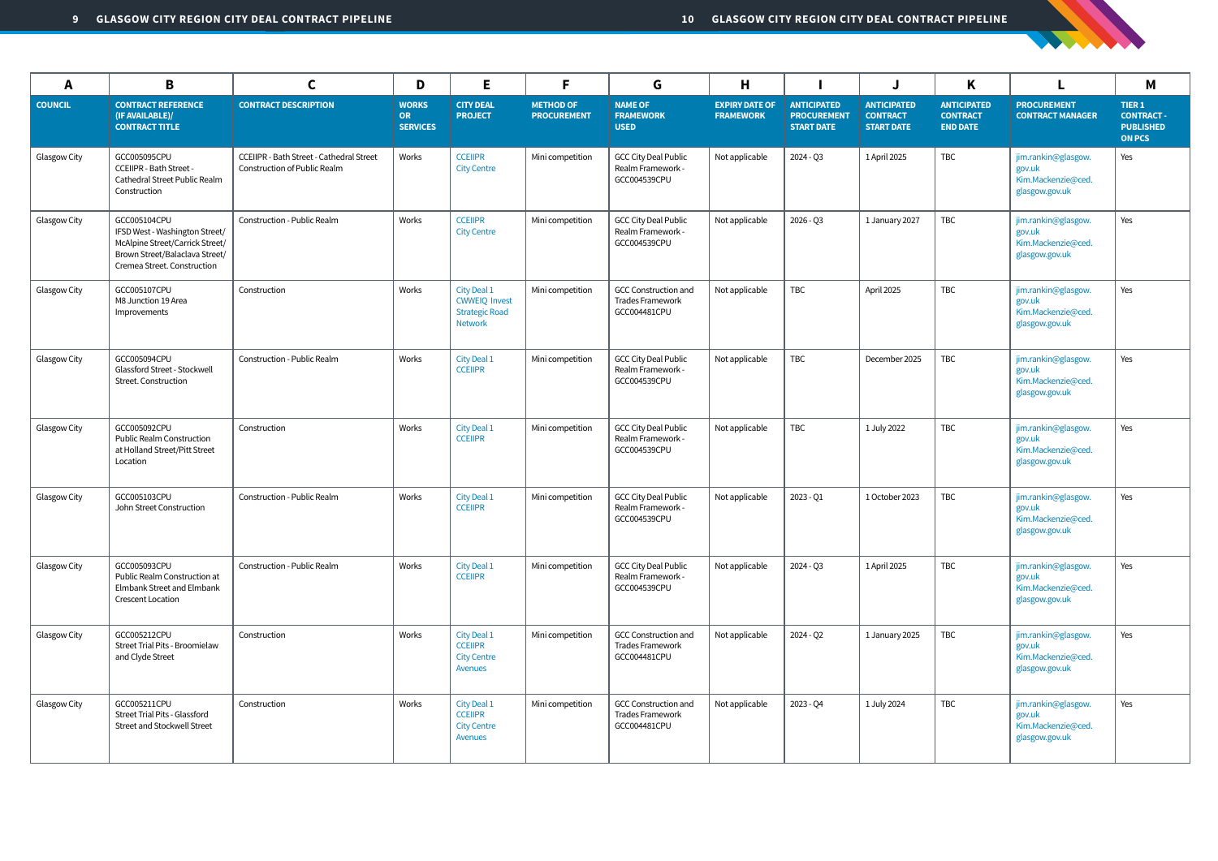| A | B | C | D | E | F | G | H | I | J | K | L | M |
|---|---|---|---|---|---|---|---|---|---|---|---|---|
| **COUNCIL** | **CONTRACT REFERENCE (IF AVAILABLE)/ CONTRACT TITLE** | **CONTRACT DESCRIPTION** | **WORKS OR SERVICES** | **CITY DEAL PROJECT** | **METHOD OF PROCUREMENT** | **NAME OF FRAMEWORK USED** | **EXPIRY DATE OF FRAMEWORK** | **ANTICIPATED PROCUREMENT START DATE** | **ANTICIPATED CONTRACT START DATE** | **ANTICIPATED CONTRACT END DATE** | **PROCUREMENT CONTRACT MANAGER** | **TIER 1 CONTRACT - PUBLISHED ON PCS** |
| Glasgow City | GCC005095CPU CCEIIPR - Bath Street - Cathedral Street Public Realm Construction | CCEIIPR - Bath Street - Cathedral Street Construction of Public Realm | Works | CCEIIPR City Centre | Mini competition | GCC City Deal Public Realm Framework - GCC004539CPU | Not applicable | 2024 - Q3 | 1 April 2025 | TBC | jim.rankin@glasgow.gov.uk Kim.Mackenzie@ced.glasgow.gov.uk | Yes |
| Glasgow City | GCC005104CPU IFSD West - Washington Street/ McAlpine Street/Carrick Street/ Brown Street/Balaclava Street/ Cremea Street. Construction | Construction - Public Realm | Works | CCEIIPR City Centre | Mini competition | GCC City Deal Public Realm Framework - GCC004539CPU | Not applicable | 2026 - Q3 | 1 January 2027 | TBC | jim.rankin@glasgow.gov.uk Kim.Mackenzie@ced.glasgow.gov.uk | Yes |
| Glasgow City | GCC005107CPU M8 Junction 19 Area Improvements | Construction | Works | City Deal 1 CWWEIQ Invest Strategic Road Network | Mini competition | GCC Construction and Trades Framework GCC004481CPU | Not applicable | TBC | April 2025 | TBC | jim.rankin@glasgow.gov.uk Kim.Mackenzie@ced.glasgow.gov.uk | Yes |
| Glasgow City | GCC005094CPU Glassford Street - Stockwell Street. Construction | Construction - Public Realm | Works | City Deal 1 CCEIIPR | Mini competition | GCC City Deal Public Realm Framework - GCC004539CPU | Not applicable | TBC | December 2025 | TBC | jim.rankin@glasgow.gov.uk Kim.Mackenzie@ced.glasgow.gov.uk | Yes |
| Glasgow City | GCC005092CPU Public Realm Construction at Holland Street/Pitt Street Location | Construction | Works | City Deal 1 CCEIIPR | Mini competition | GCC City Deal Public Realm Framework - GCC004539CPU | Not applicable | TBC | 1 July 2022 | TBC | jim.rankin@glasgow.gov.uk Kim.Mackenzie@ced.glasgow.gov.uk | Yes |
| Glasgow City | GCC005103CPU John Street Construction | Construction - Public Realm | Works | City Deal 1 CCEIIPR | Mini competition | GCC City Deal Public Realm Framework - GCC004539CPU | Not applicable | 2023 - Q1 | 1 October 2023 | TBC | jim.rankin@glasgow.gov.uk Kim.Mackenzie@ced.glasgow.gov.uk | Yes |
| Glasgow City | GCC005093CPU Public Realm Construction at Elmbank Street and Elmbank Crescent Location | Construction - Public Realm | Works | City Deal 1 CCEIIPR | Mini competition | GCC City Deal Public Realm Framework - GCC004539CPU | Not applicable | 2024 - Q3 | 1 April 2025 | TBC | jim.rankin@glasgow.gov.uk Kim.Mackenzie@ced.glasgow.gov.uk | Yes |
| Glasgow City | GCC005212CPU Street Trial Pits - Broomielaw and Clyde Street | Construction | Works | City Deal 1 CCEIIPR City Centre Avenues | Mini competition | GCC Construction and Trades Framework GCC004481CPU | Not applicable | 2024 - Q2 | 1 January 2025 | TBC | jim.rankin@glasgow.gov.uk Kim.Mackenzie@ced.glasgow.gov.uk | Yes |
| Glasgow City | GCC005211CPU Street Trial Pits - Glassford Street and Stockwell Street | Construction | Works | City Deal 1 CCEIIPR City Centre Avenues | Mini competition | GCC Construction and Trades Framework GCC004481CPU | Not applicable | 2023 - Q4 | 1 July 2024 | TBC | jim.rankin@glasgow.gov.uk Kim.Mackenzie@ced.glasgow.gov.uk | Yes |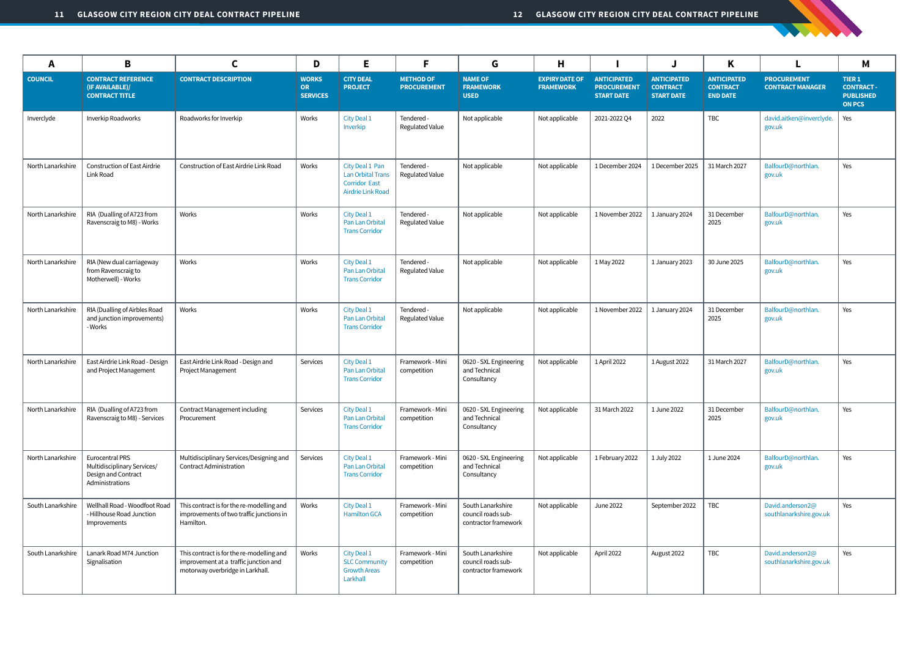| A | B | C | D | E | F | G | H | I | J | K | L | M |
|---|---|---|---|---|---|---|---|---|---|---|---|---|
| **COUNCIL** | **CONTRACT REFERENCE (IF AVAILABLE)/ CONTRACT TITLE** | **CONTRACT DESCRIPTION** | **WORKS OR SERVICES** | **CITY DEAL PROJECT** | **METHOD OF PROCUREMENT** | **NAME OF FRAMEWORK USED** | **EXPIRY DATE OF FRAMEWORK** | **ANTICIPATED PROCUREMENT START DATE** | **ANTICIPATED CONTRACT START DATE** | **ANTICIPATED CONTRACT END DATE** | **PROCUREMENT CONTRACT MANAGER** | **TIER 1 CONTRACT - PUBLISHED ON PCS** |
| Inverclyde | Inverkip Roadworks | Roadworks for Inverkip | Works | City Deal 1 Inverkip | Tendered - Regulated Value | Not applicable | Not applicable | 2021-2022 Q4 | 2022 | TBC | david.aitken@inverclyde.gov.uk | Yes |
| North Lanarkshire | Construction of East Airdrie Link Road | Construction of East Airdrie Link Road | Works | City Deal 1 Pan Lan Orbital Trans Corridor East Airdrie Link Road | Tendered - Regulated Value | Not applicable | Not applicable | 1 December 2024 | 1 December 2025 | 31 March 2027 | BalfourD@northlan.gov.uk | Yes |
| North Lanarkshire | RIA (Dualling of A723 from Ravenscraig to M8) - Works | Works | Works | City Deal 1 Pan Lan Orbital Trans Corridor | Tendered - Regulated Value | Not applicable | Not applicable | 1 November 2022 | 1 January 2024 | 31 December 2025 | BalfourD@northlan.gov.uk | Yes |
| North Lanarkshire | RIA (New dual carriageway from Ravenscraig to Motherwell) - Works | Works | Works | City Deal 1 Pan Lan Orbital Trans Corridor | Tendered - Regulated Value | Not applicable | Not applicable | 1 May 2022 | 1 January 2023 | 30 June 2025 | BalfourD@northlan.gov.uk | Yes |
| North Lanarkshire | RIA (Dualling of Airbles Road and junction improvements) - Works | Works | Works | City Deal 1 Pan Lan Orbital Trans Corridor | Tendered - Regulated Value | Not applicable | Not applicable | 1 November 2022 | 1 January 2024 | 31 December 2025 | BalfourD@northlan.gov.uk | Yes |
| North Lanarkshire | East Airdrie Link Road - Design and Project Management | East Airdrie Link Road - Design and Project Management | Services | City Deal 1 Pan Lan Orbital Trans Corridor | Framework - Mini competition | 0620 - SXL Engineering and Technical Consultancy | Not applicable | 1 April 2022 | 1 August 2022 | 31 March 2027 | BalfourD@northlan.gov.uk | Yes |
| North Lanarkshire | RIA (Dualling of A723 from Ravenscraig to M8) - Services | Contract Management including Procurement | Services | City Deal 1 Pan Lan Orbital Trans Corridor | Framework - Mini competition | 0620 - SXL Engineering and Technical Consultancy | Not applicable | 31 March 2022 | 1 June 2022 | 31 December 2025 | BalfourD@northlan.gov.uk | Yes |
| North Lanarkshire | Eurocentral PRS Multidisciplinary Services/ Design and Contract Administrations | Multidisciplinary Services/Designing and Contract Administration | Services | City Deal 1 Pan Lan Orbital Trans Corridor | Framework - Mini competition | 0620 - SXL Engineering and Technical Consultancy | Not applicable | 1 February 2022 | 1 July 2022 | 1 June 2024 | BalfourD@northlan.gov.uk | Yes |
| South Lanarkshire | Wellhall Road - Woodfoot Road - Hillhouse Road Junction Improvements | This contract is for the re-modelling and improvements of two traffic junctions in Hamilton. | Works | City Deal 1 Hamilton GCA | Framework - Mini competition | South Lanarkshire council roads sub-contractor framework | Not applicable | June 2022 | September 2022 | TBC | David.anderson2@southlanarkshire.gov.uk | Yes |
| South Lanarkshire | Lanark Road M74 Junction Signalisation | This contract is for the re-modelling and improvement at a traffic junction and motorway overbridge in Larkhall. | Works | City Deal 1 SLC Community Growth Areas Larkhall | Framework - Mini competition | South Lanarkshire council roads sub-contractor framework | Not applicable | April 2022 | August 2022 | TBC | David.anderson2@southlanarkshire.gov.uk | Yes |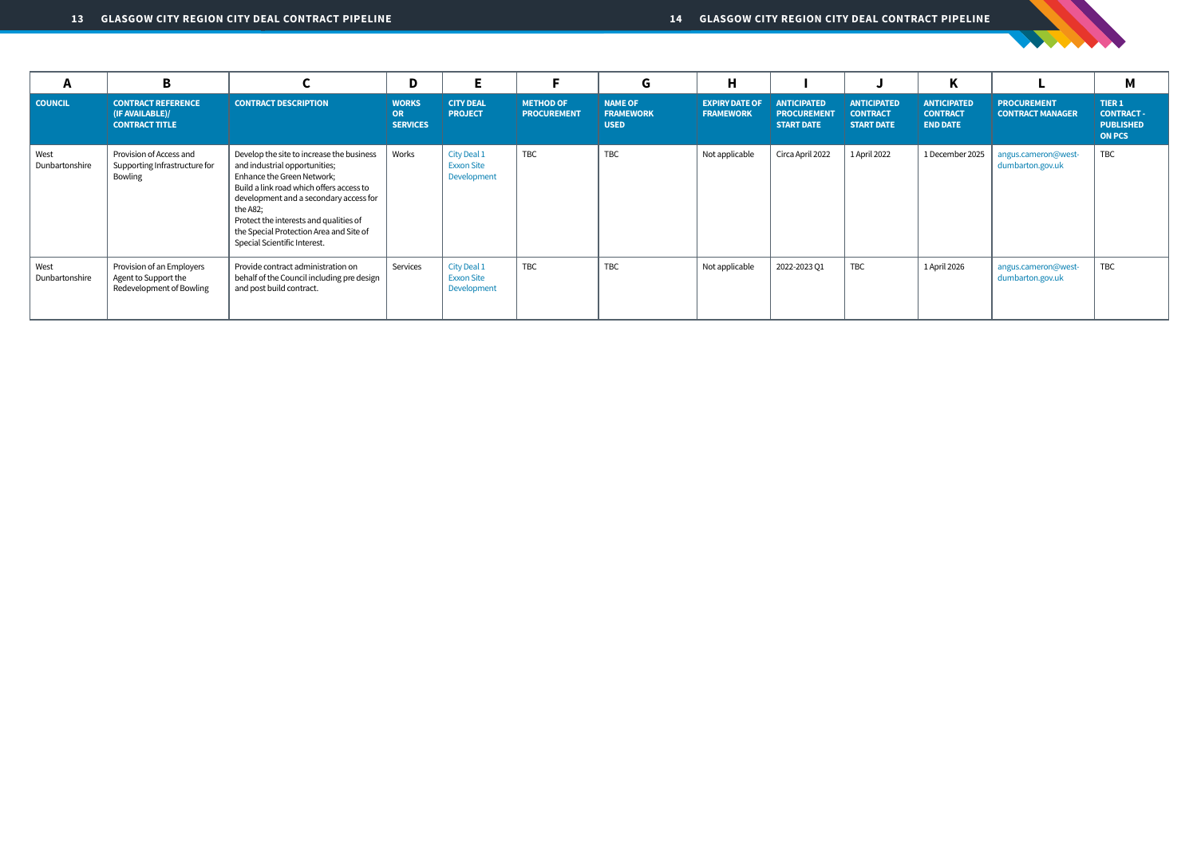| A | B | C | D | E | F | G | H | I | J | K | L | M |
|---|---|---|---|---|---|---|---|---|---|---|---|---|
| **COUNCIL** | **CONTRACT REFERENCE (IF AVAILABLE)/ CONTRACT TITLE** | **CONTRACT DESCRIPTION** | **WORKS OR SERVICES** | **CITY DEAL PROJECT** | **METHOD OF PROCUREMENT** | **NAME OF FRAMEWORK USED** | **EXPIRY DATE OF FRAMEWORK** | **ANTICIPATED PROCUREMENT START DATE** | **ANTICIPATED CONTRACT START DATE** | **ANTICIPATED CONTRACT END DATE** | **PROCUREMENT CONTRACT MANAGER** | **TIER 1 CONTRACT - PUBLISHED ON PCS** |
| West Dunbartonshire | Provision of Access and Supporting Infrastructure for Bowling | Develop the site to increase the business and industrial opportunities; Enhance the Green Network; Build a link road which offers access to development and a secondary access for the A82; Protect the interests and qualities of the Special Protection Area and Site of Special Scientific Interest. | Works | City Deal 1 Exxon Site Development | TBC | TBC | Not applicable | Circa April 2022 | 1 April 2022 | 1 December 2025 | angus.cameron@west-dumbarton.gov.uk | TBC |
| West Dunbartonshire | Provision of an Employers Agent to Support the Redevelopment of Bowling | Provide contract administration on behalf of the Council including pre design and post build contract. | Services | City Deal 1 Exxon Site Development | TBC | TBC | Not applicable | 2022-2023 Q1 | TBC | 1 April 2026 | angus.cameron@west-dumbarton.gov.uk | TBC |